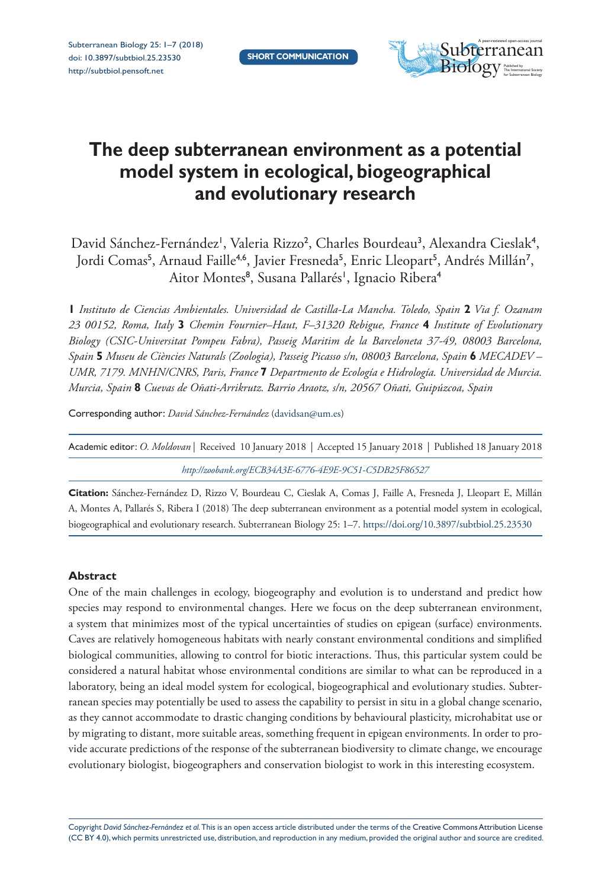SHORT COMMUNICATION

# The deep subterranean environment as a potential model system in ecological, biogeographical and evolutionary research

David Sánchez-Fernández[1], Valeria Rizzo[2], Charles Bourdeau[3], Alexandra Cieslak[4], Jordi Comas[5], Arnaud Faille[4,6], Javier Fresneda[5], Enric Lleopart[5], Andrés Millán[7], Aitor Montes[8], Susana Pallarés[1], Ignacio Ribera[4]

**1** *Instituto de Ciencias Ambientales. Universidad de Castilla-La Mancha. Toledo, Spain* **2** *Via f. Ozanam 23 00152, Roma, Italy* **3** *Chemin Fournier–Haut, F–31320 Rebigue, France* **4** *Institute of Evolutionary Biology (CSIC-Universitat Pompeu Fabra), Passeig Maritim de la Barceloneta 37-49, 08003 Barcelona, Spain* **5** *Museu de Ciències Naturals (Zoologia), Passeig Picasso s/n, 08003 Barcelona, Spain* **6** *MECADEV – UMR, 7179. MNHN/CNRS, Paris, France* **7** *Departmento de Ecología e Hidrología. Universidad de Murcia. Murcia, Spain* **8** *Cuevas de Oñati-Arrikrutz. Barrio Araotz, s/n, 20567 Oñati, Guipúzcoa, Spain*

Corresponding author: *David Sánchez-Fernández* (davidsan@um.es)

Academic editor: *O. Moldovan* | Received 10 January 2018 | Accepted 15 January 2018 | Published 18 January 2018

*http://zoobank.org/ECB34A3E-6776-4E9E-9C51-C5DB25F86527*

**Citation:** Sánchez-Fernández D, Rizzo V, Bourdeau C, Cieslak A, Comas J, Faille A, Fresneda J, Lleopart E, Millán A, Montes A, Pallarés S, Ribera I (2018) The deep subterranean environment as a potential model system in ecological, biogeographical and evolutionary research. Subterranean Biology 25: 1–7. https://doi.org/10.3897/subtbiol.25.23530

### Abstract

One of the main challenges in ecology, biogeography and evolution is to understand and predict how species may respond to environmental changes. Here we focus on the deep subterranean environment, a system that minimizes most of the typical uncertainties of studies on epigean (surface) environments. Caves are relatively homogeneous habitats with nearly constant environmental conditions and simplified biological communities, allowing to control for biotic interactions. Thus, this particular system could be considered a natural habitat whose environmental conditions are similar to what can be reproduced in a laboratory, being an ideal model system for ecological, biogeographical and evolutionary studies. Subterranean species may potentially be used to assess the capability to persist in situ in a global change scenario, as they cannot accommodate to drastic changing conditions by behavioural plasticity, microhabitat use or by migrating to distant, more suitable areas, something frequent in epigean environments. In order to provide accurate predictions of the response of the subterranean biodiversity to climate change, we encourage evolutionary biologist, biogeographers and conservation biologist to work in this interesting ecosystem.

Copyright *David Sánchez-Fernández et al.* This is an open access article distributed under the terms of the Creative Commons Attribution License (CC BY 4.0), which permits unrestricted use, distribution, and reproduction in any medium, provided the original author and source are credited.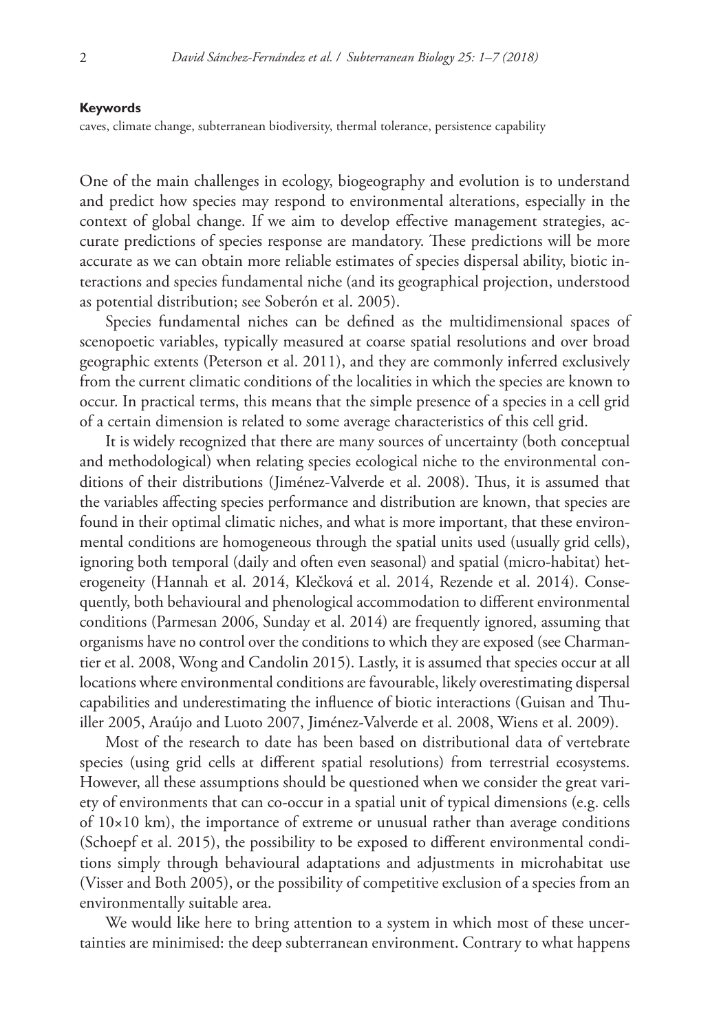**Keywords**

caves, climate change, subterranean biodiversity, thermal tolerance, persistence capability

One of the main challenges in ecology, biogeography and evolution is to understand and predict how species may respond to environmental alterations, especially in the context of global change. If we aim to develop effective management strategies, accurate predictions of species response are mandatory. These predictions will be more accurate as we can obtain more reliable estimates of species dispersal ability, biotic interactions and species fundamental niche (and its geographical projection, understood as potential distribution; see Soberón et al. 2005).

Species fundamental niches can be defined as the multidimensional spaces of scenopoetic variables, typically measured at coarse spatial resolutions and over broad geographic extents (Peterson et al. 2011), and they are commonly inferred exclusively from the current climatic conditions of the localities in which the species are known to occur. In practical terms, this means that the simple presence of a species in a cell grid of a certain dimension is related to some average characteristics of this cell grid.

It is widely recognized that there are many sources of uncertainty (both conceptual and methodological) when relating species ecological niche to the environmental conditions of their distributions (Jiménez-Valverde et al. 2008). Thus, it is assumed that the variables affecting species performance and distribution are known, that species are found in their optimal climatic niches, and what is more important, that these environmental conditions are homogeneous through the spatial units used (usually grid cells), ignoring both temporal (daily and often even seasonal) and spatial (micro-habitat) heterogeneity (Hannah et al. 2014, Klečková et al. 2014, Rezende et al. 2014). Consequently, both behavioural and phenological accommodation to different environmental conditions (Parmesan 2006, Sunday et al. 2014) are frequently ignored, assuming that organisms have no control over the conditions to which they are exposed (see Charmantier et al. 2008, Wong and Candolin 2015). Lastly, it is assumed that species occur at all locations where environmental conditions are favourable, likely overestimating dispersal capabilities and underestimating the influence of biotic interactions (Guisan and Thuiller 2005, Araújo and Luoto 2007, Jiménez-Valverde et al. 2008, Wiens et al. 2009).

Most of the research to date has been based on distributional data of vertebrate species (using grid cells at different spatial resolutions) from terrestrial ecosystems. However, all these assumptions should be questioned when we consider the great variety of environments that can co-occur in a spatial unit of typical dimensions (e.g. cells of 10×10 km), the importance of extreme or unusual rather than average conditions (Schoepf et al. 2015), the possibility to be exposed to different environmental conditions simply through behavioural adaptations and adjustments in microhabitat use (Visser and Both 2005), or the possibility of competitive exclusion of a species from an environmentally suitable area.

We would like here to bring attention to a system in which most of these uncertainties are minimised: the deep subterranean environment. Contrary to what happens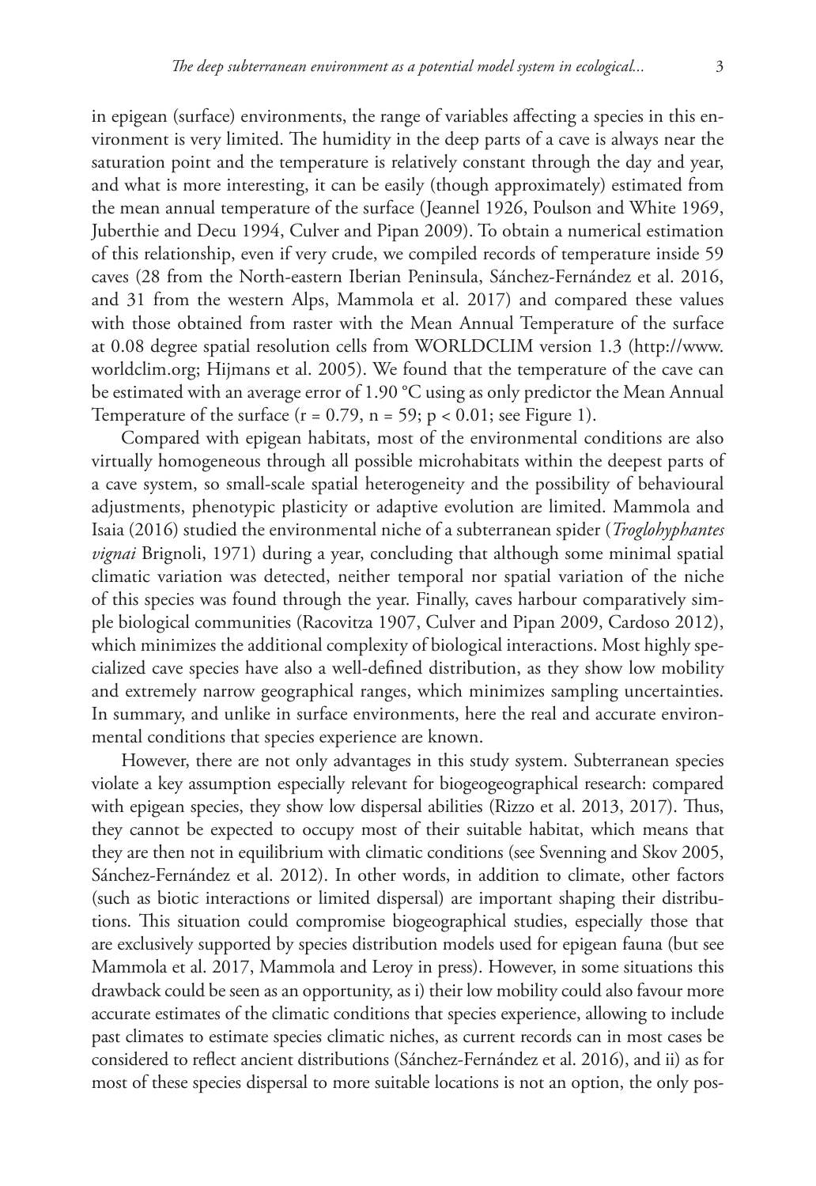in epigean (surface) environments, the range of variables affecting a species in this environment is very limited. The humidity in the deep parts of a cave is always near the saturation point and the temperature is relatively constant through the day and year, and what is more interesting, it can be easily (though approximately) estimated from the mean annual temperature of the surface (Jeannel 1926, Poulson and White 1969, Juberthie and Decu 1994, Culver and Pipan 2009). To obtain a numerical estimation of this relationship, even if very crude, we compiled records of temperature inside 59 caves (28 from the North-eastern Iberian Peninsula, Sánchez-Fernández et al. 2016, and 31 from the western Alps, Mammola et al. 2017) and compared these values with those obtained from raster with the Mean Annual Temperature of the surface at 0.08 degree spatial resolution cells from WORLDCLIM version 1.3 (http://www.worldclim.org; Hijmans et al. 2005). We found that the temperature of the cave can be estimated with an average error of 1.90 °C using as only predictor the Mean Annual Temperature of the surface ($r = 0.79$, $n = 59$; $p < 0.01$; see Figure 1).

Compared with epigean habitats, most of the environmental conditions are also virtually homogeneous through all possible microhabitats within the deepest parts of a cave system, so small-scale spatial heterogeneity and the possibility of behavioural adjustments, phenotypic plasticity or adaptive evolution are limited. Mammola and Isaia (2016) studied the environmental niche of a subterranean spider (*Troglohyphantes vignai* Brignoli, 1971) during a year, concluding that although some minimal spatial climatic variation was detected, neither temporal nor spatial variation of the niche of this species was found through the year. Finally, caves harbour comparatively simple biological communities (Racovitza 1907, Culver and Pipan 2009, Cardoso 2012), which minimizes the additional complexity of biological interactions. Most highly specialized cave species have also a well-defined distribution, as they show low mobility and extremely narrow geographical ranges, which minimizes sampling uncertainties. In summary, and unlike in surface environments, here the real and accurate environmental conditions that species experience are known.

However, there are not only advantages in this study system. Subterranean species violate a key assumption especially relevant for biogeogeographical research: compared with epigean species, they show low dispersal abilities (Rizzo et al. 2013, 2017). Thus, they cannot be expected to occupy most of their suitable habitat, which means that they are then not in equilibrium with climatic conditions (see Svenning and Skov 2005, Sánchez-Fernández et al. 2012). In other words, in addition to climate, other factors (such as biotic interactions or limited dispersal) are important shaping their distributions. This situation could compromise biogeographical studies, especially those that are exclusively supported by species distribution models used for epigean fauna (but see Mammola et al. 2017, Mammola and Leroy in press). However, in some situations this drawback could be seen as an opportunity, as i) their low mobility could also favour more accurate estimates of the climatic conditions that species experience, allowing to include past climates to estimate species climatic niches, as current records can in most cases be considered to reflect ancient distributions (Sánchez-Fernández et al. 2016), and ii) as for most of these species dispersal to more suitable locations is not an option, the only pos-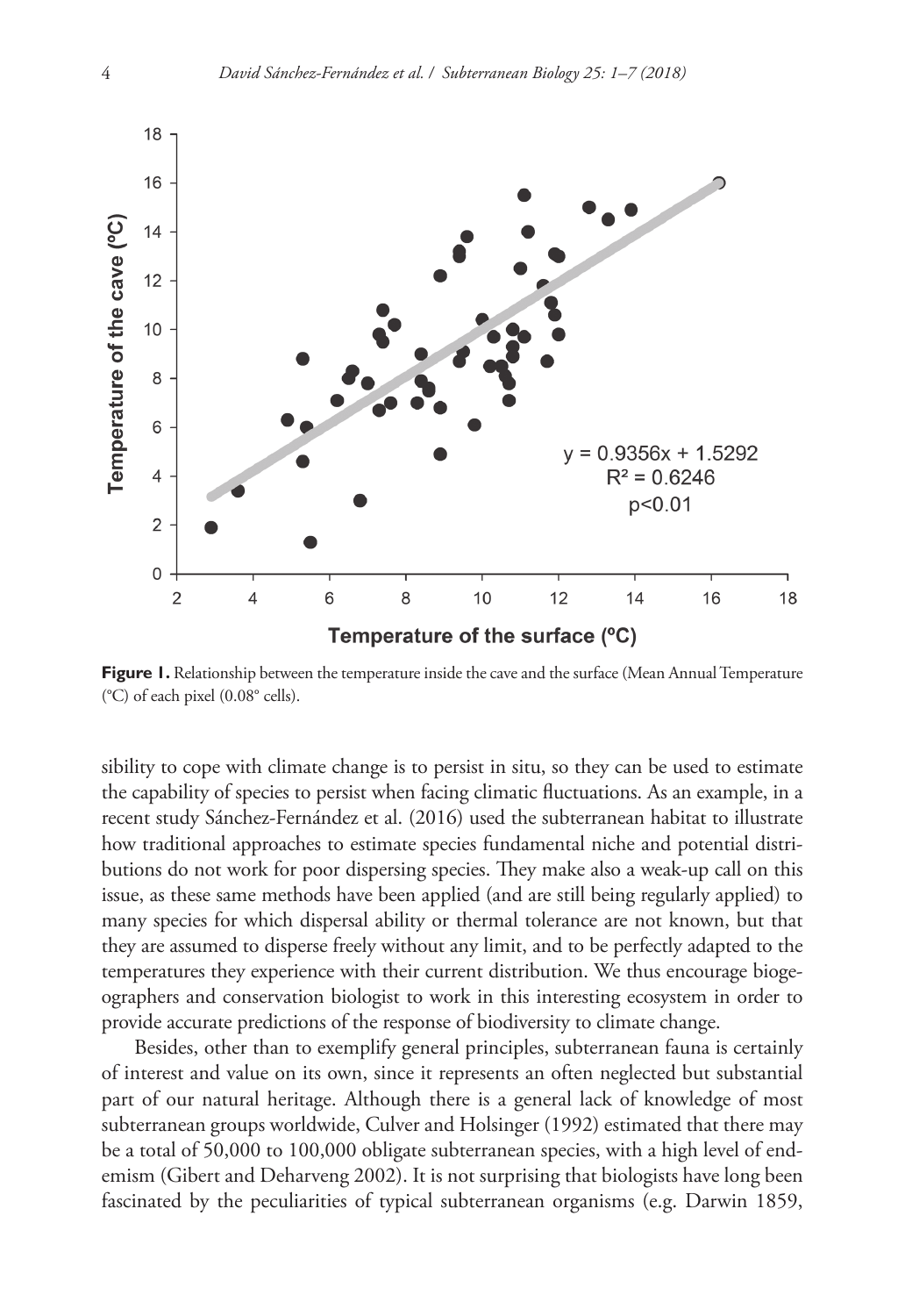**Figure 1.** Relationship between the temperature inside the cave and the surface (Mean Annual Temperature (°C) of each pixel (0.08° cells).

sibility to cope with climate change is to persist in situ, so they can be used to estimate the capability of species to persist when facing climatic fluctuations. As an example, in a recent study Sánchez-Fernández et al. (2016) used the subterranean habitat to illustrate how traditional approaches to estimate species fundamental niche and potential distributions do not work for poor dispersing species. They make also a weak-up call on this issue, as these same methods have been applied (and are still being regularly applied) to many species for which dispersal ability or thermal tolerance are not known, but that they are assumed to disperse freely without any limit, and to be perfectly adapted to the temperatures they experience with their current distribution. We thus encourage biogeographers and conservation biologist to work in this interesting ecosystem in order to provide accurate predictions of the response of biodiversity to climate change.

Besides, other than to exemplify general principles, subterranean fauna is certainly of interest and value on its own, since it represents an often neglected but substantial part of our natural heritage. Although there is a general lack of knowledge of most subterranean groups worldwide, Culver and Holsinger (1992) estimated that there may be a total of 50,000 to 100,000 obligate subterranean species, with a high level of endemism (Gibert and Deharveng 2002). It is not surprising that biologists have long been fascinated by the peculiarities of typical subterranean organisms (e.g. Darwin 1859,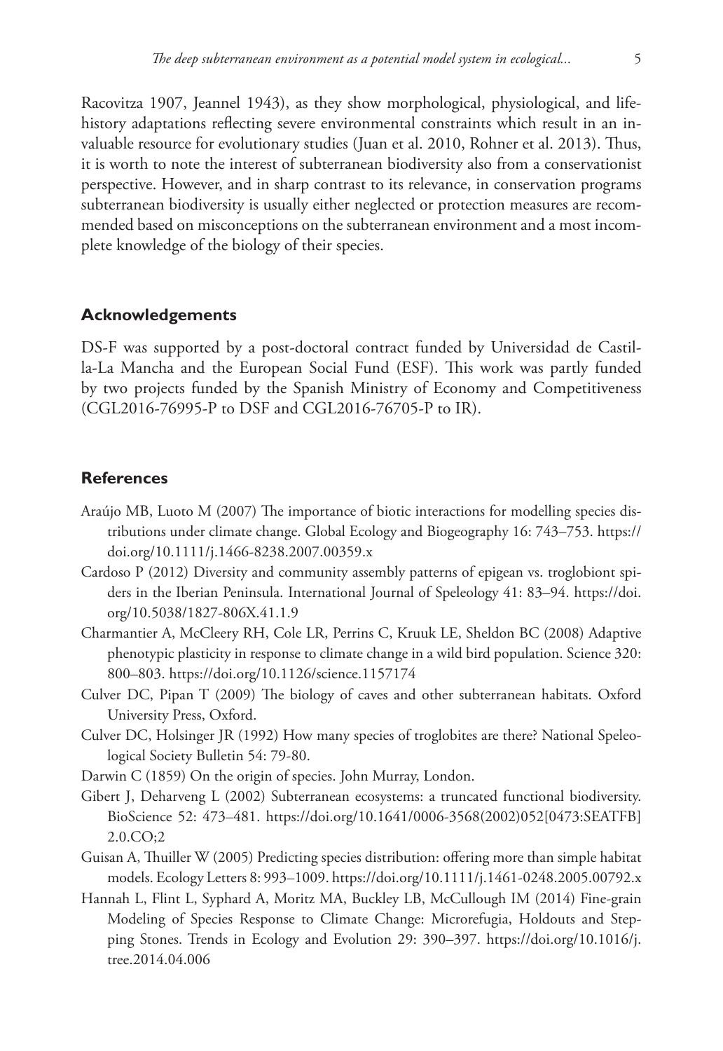Racovitza 1907, Jeannel 1943), as they show morphological, physiological, and life-history adaptations reflecting severe environmental constraints which result in an invaluable resource for evolutionary studies (Juan et al. 2010, Rohner et al. 2013). Thus, it is worth to note the interest of subterranean biodiversity also from a conservationist perspective. However, and in sharp contrast to its relevance, in conservation programs subterranean biodiversity is usually either neglected or protection measures are recommended based on misconceptions on the subterranean environment and a most incomplete knowledge of the biology of their species.

## Acknowledgements

DS-F was supported by a post-doctoral contract funded by Universidad de Castilla-La Mancha and the European Social Fund (ESF). This work was partly funded by two projects funded by the Spanish Ministry of Economy and Competitiveness (CGL2016-76995-P to DSF and CGL2016-76705-P to IR).

## References

- Araújo MB, Luoto M (2007) The importance of biotic interactions for modelling species distributions under climate change. Global Ecology and Biogeography 16: 743–753. https://doi.org/10.1111/j.1466-8238.2007.00359.x
- Cardoso P (2012) Diversity and community assembly patterns of epigean vs. troglobiont spiders in the Iberian Peninsula. International Journal of Speleology 41: 83–94. https://doi.org/10.5038/1827-806X.41.1.9
- Charmantier A, McCleery RH, Cole LR, Perrins C, Kruuk LE, Sheldon BC (2008) Adaptive phenotypic plasticity in response to climate change in a wild bird population. Science 320: 800–803. https://doi.org/10.1126/science.1157174
- Culver DC, Pipan T (2009) The biology of caves and other subterranean habitats. Oxford University Press, Oxford.
- Culver DC, Holsinger JR (1992) How many species of troglobites are there? National Speleological Society Bulletin 54: 79-80.
- Darwin C (1859) On the origin of species. John Murray, London.
- Gibert J, Deharveng L (2002) Subterranean ecosystems: a truncated functional biodiversity. BioScience 52: 473–481. https://doi.org/10.1641/0006-3568(2002)052[0473:SEATFB]2.0.CO;2
- Guisan A, Thuiller W (2005) Predicting species distribution: offering more than simple habitat models. Ecology Letters 8: 993–1009. https://doi.org/10.1111/j.1461-0248.2005.00792.x
- Hannah L, Flint L, Syphard A, Moritz MA, Buckley LB, McCullough IM (2014) Fine-grain Modeling of Species Response to Climate Change: Microrefugia, Holdouts and Stepping Stones. Trends in Ecology and Evolution 29: 390–397. https://doi.org/10.1016/j.tree.2014.04.006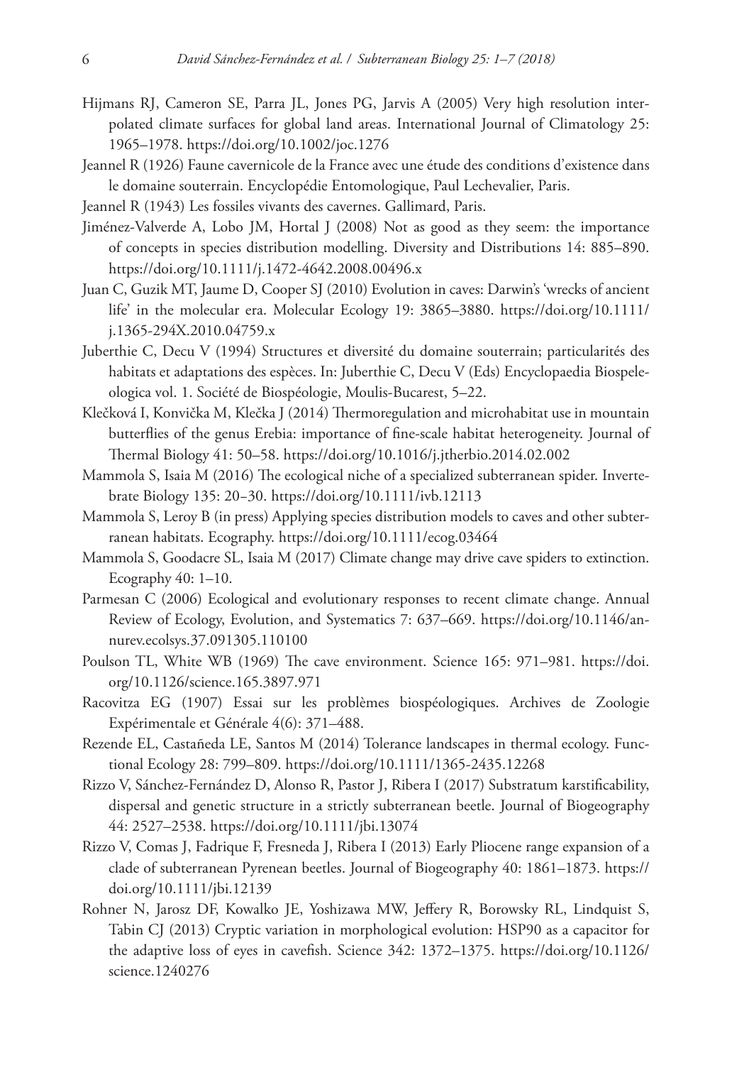Hijmans RJ, Cameron SE, Parra JL, Jones PG, Jarvis A (2005) Very high resolution interpolated climate surfaces for global land areas. International Journal of Climatology 25: 1965–1978. https://doi.org/10.1002/joc.1276

Jeannel R (1926) Faune cavernicole de la France avec une étude des conditions d'existence dans le domaine souterrain. Encyclopédie Entomologique, Paul Lechevalier, Paris.

Jeannel R (1943) Les fossiles vivants des cavernes. Gallimard, Paris.

Jiménez-Valverde A, Lobo JM, Hortal J (2008) Not as good as they seem: the importance of concepts in species distribution modelling. Diversity and Distributions 14: 885–890. https://doi.org/10.1111/j.1472-4642.2008.00496.x

Juan C, Guzik MT, Jaume D, Cooper SJ (2010) Evolution in caves: Darwin's 'wrecks of ancient life' in the molecular era. Molecular Ecology 19: 3865–3880. https://doi.org/10.1111/j.1365-294X.2010.04759.x

Juberthie C, Decu V (1994) Structures et diversité du domaine souterrain; particularités des habitats et adaptations des espèces. In: Juberthie C, Decu V (Eds) Encyclopaedia Biospeleologica vol. 1. Société de Biospéologie, Moulis-Bucarest, 5–22.

Klečková I, Konvička M, Klečka J (2014) Thermoregulation and microhabitat use in mountain butterflies of the genus Erebia: importance of fine-scale habitat heterogeneity. Journal of Thermal Biology 41: 50–58. https://doi.org/10.1016/j.jtherbio.2014.02.002

Mammola S, Isaia M (2016) The ecological niche of a specialized subterranean spider. Invertebrate Biology 135: 20–30. https://doi.org/10.1111/ivb.12113

Mammola S, Leroy B (in press) Applying species distribution models to caves and other subterranean habitats. Ecography. https://doi.org/10.1111/ecog.03464

Mammola S, Goodacre SL, Isaia M (2017) Climate change may drive cave spiders to extinction. Ecography 40: 1–10.

Parmesan C (2006) Ecological and evolutionary responses to recent climate change. Annual Review of Ecology, Evolution, and Systematics 7: 637–669. https://doi.org/10.1146/annurev.ecolsys.37.091305.110100

Poulson TL, White WB (1969) The cave environment. Science 165: 971–981. https://doi.org/10.1126/science.165.3897.971

Racovitza EG (1907) Essai sur les problèmes biospéologiques. Archives de Zoologie Expérimentale et Générale 4(6): 371–488.

Rezende EL, Castañeda LE, Santos M (2014) Tolerance landscapes in thermal ecology. Functional Ecology 28: 799–809. https://doi.org/10.1111/1365-2435.12268

Rizzo V, Sánchez-Fernández D, Alonso R, Pastor J, Ribera I (2017) Substratum karstificability, dispersal and genetic structure in a strictly subterranean beetle. Journal of Biogeography 44: 2527–2538. https://doi.org/10.1111/jbi.13074

Rizzo V, Comas J, Fadrique F, Fresneda J, Ribera I (2013) Early Pliocene range expansion of a clade of subterranean Pyrenean beetles. Journal of Biogeography 40: 1861–1873. https://doi.org/10.1111/jbi.12139

Rohner N, Jarosz DF, Kowalko JE, Yoshizawa MW, Jeffery R, Borowsky RL, Lindquist S, Tabin CJ (2013) Cryptic variation in morphological evolution: HSP90 as a capacitor for the adaptive loss of eyes in cavefish. Science 342: 1372–1375. https://doi.org/10.1126/science.1240276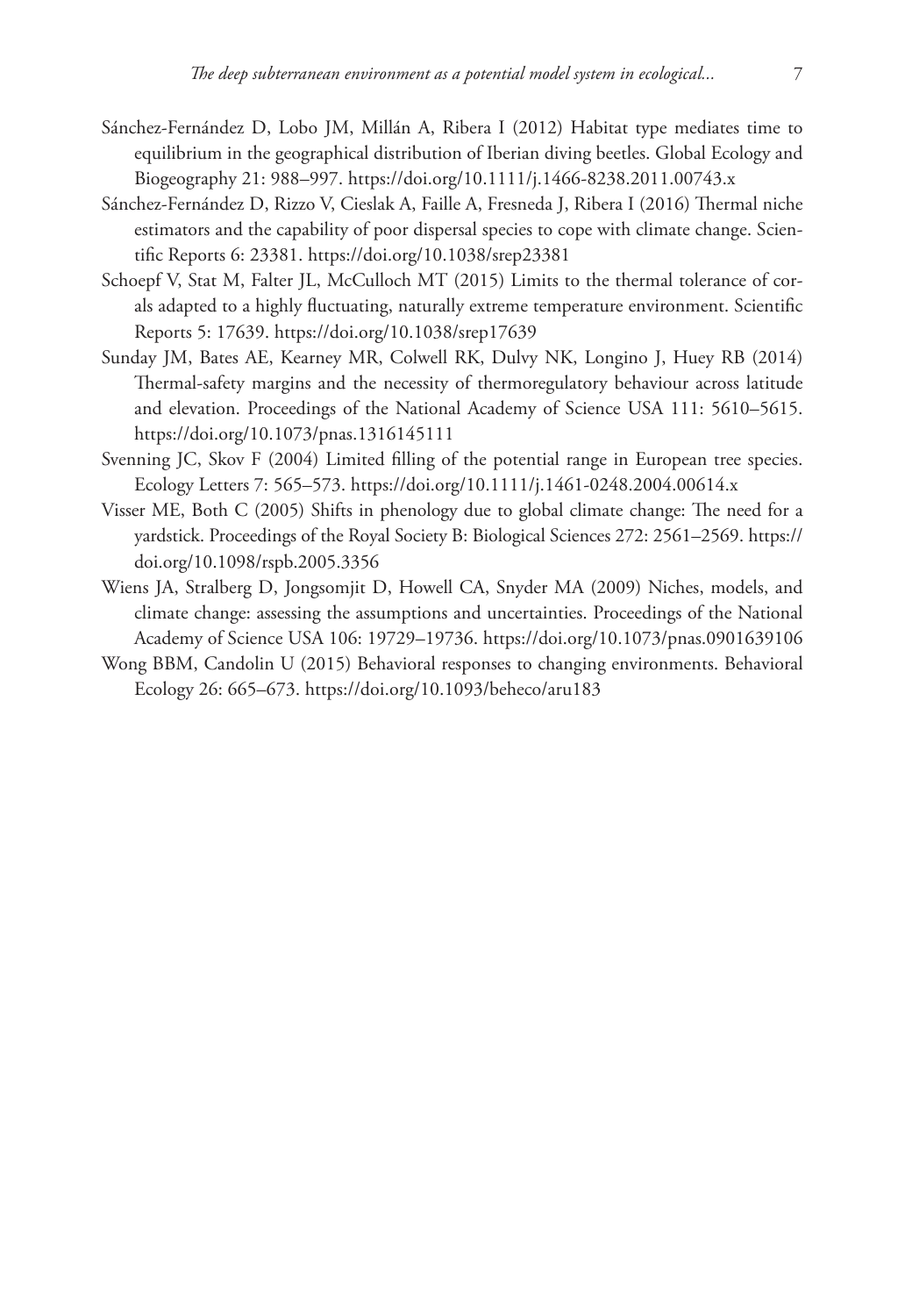Sánchez-Fernández D, Lobo JM, Millán A, Ribera I (2012) Habitat type mediates time to equilibrium in the geographical distribution of Iberian diving beetles. Global Ecology and Biogeography 21: 988–997. https://doi.org/10.1111/j.1466-8238.2011.00743.x

Sánchez-Fernández D, Rizzo V, Cieslak A, Faille A, Fresneda J, Ribera I (2016) Thermal niche estimators and the capability of poor dispersal species to cope with climate change. Scientific Reports 6: 23381. https://doi.org/10.1038/srep23381

Schoepf V, Stat M, Falter JL, McCulloch MT (2015) Limits to the thermal tolerance of corals adapted to a highly fluctuating, naturally extreme temperature environment. Scientific Reports 5: 17639. https://doi.org/10.1038/srep17639

Sunday JM, Bates AE, Kearney MR, Colwell RK, Dulvy NK, Longino J, Huey RB (2014) Thermal-safety margins and the necessity of thermoregulatory behaviour across latitude and elevation. Proceedings of the National Academy of Science USA 111: 5610–5615. https://doi.org/10.1073/pnas.1316145111

Svenning JC, Skov F (2004) Limited filling of the potential range in European tree species. Ecology Letters 7: 565–573. https://doi.org/10.1111/j.1461-0248.2004.00614.x

Visser ME, Both C (2005) Shifts in phenology due to global climate change: The need for a yardstick. Proceedings of the Royal Society B: Biological Sciences 272: 2561–2569. https://doi.org/10.1098/rspb.2005.3356

Wiens JA, Stralberg D, Jongsomjit D, Howell CA, Snyder MA (2009) Niches, models, and climate change: assessing the assumptions and uncertainties. Proceedings of the National Academy of Science USA 106: 19729–19736. https://doi.org/10.1073/pnas.0901639106

Wong BBM, Candolin U (2015) Behavioral responses to changing environments. Behavioral Ecology 26: 665–673. https://doi.org/10.1093/beheco/aru183